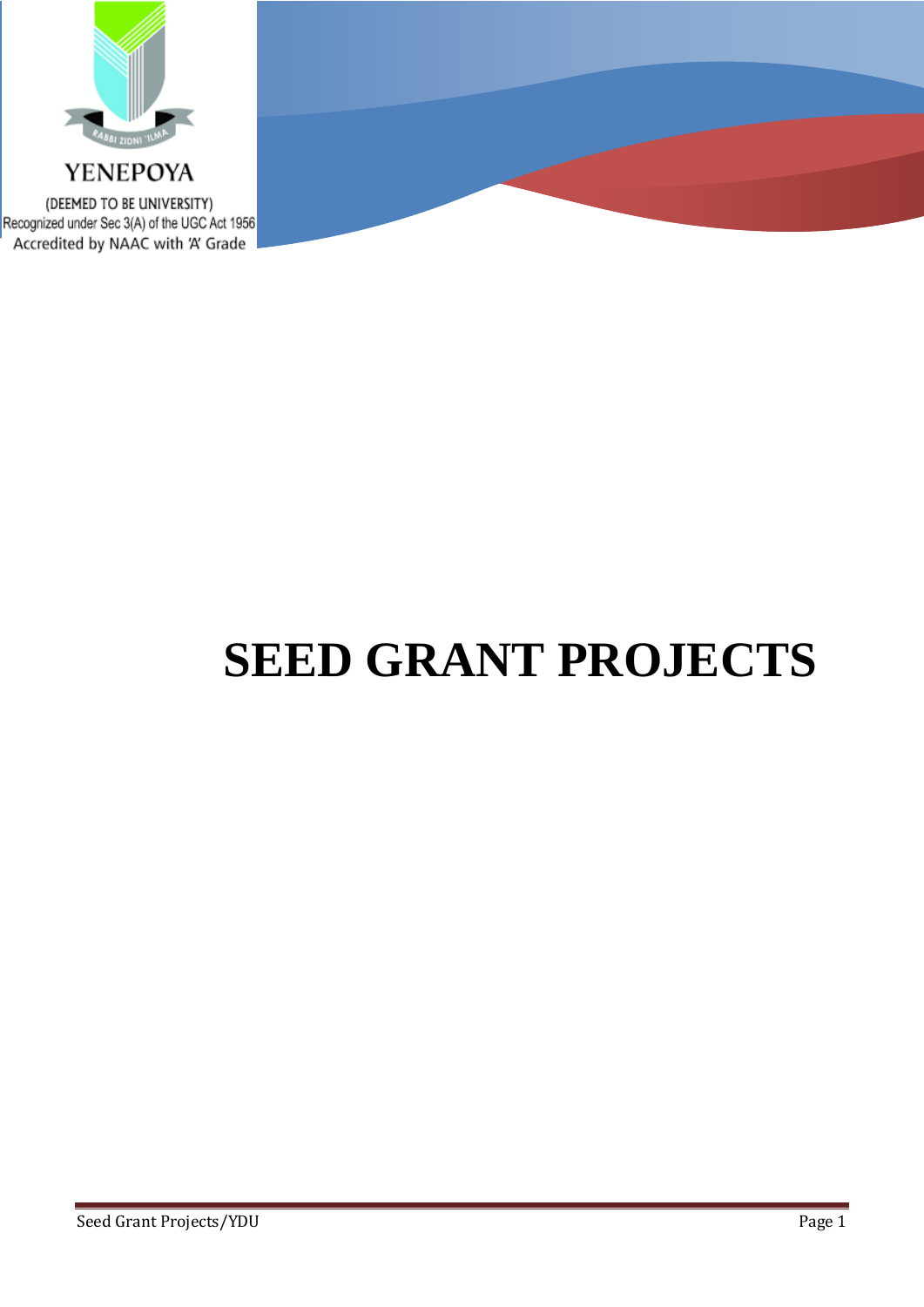YENEPOYA

(DEEMED TO BE UNIVERSITY)

Recognized under Sec 3(A) of the UGC Act 1956

Accredited by NAAC with 'A' Grade

# SEED GRANT PROJECTS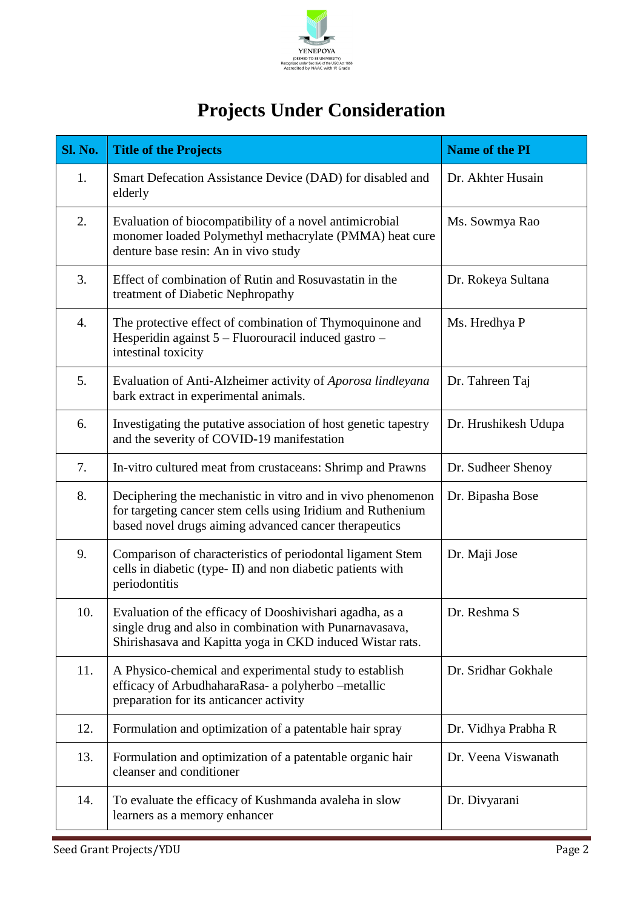# Projects Under Consideration

| Sl. No. | Title of the Projects | Name of the PI |
|---|---|---|
| 1. | Smart Defecation Assistance Device (DAD) for disabled and elderly | Dr. Akhter Husain |
| 2. | Evaluation of biocompatibility of a novel antimicrobial monomer loaded Polymethyl methacrylate (PMMA) heat cure denture base resin: An in vivo study | Ms. Sowmya Rao |
| 3. | Effect of combination of Rutin and Rosuvastatin in the treatment of Diabetic Nephropathy | Dr. Rokeya Sultana |
| 4. | The protective effect of combination of Thymoquinone and Hesperidin against 5 – Fluorouracil induced gastro – intestinal toxicity | Ms. Hredhya P |
| 5. | Evaluation of Anti-Alzheimer activity of *Aporosa lindleyana* bark extract in experimental animals. | Dr. Tahreen Taj |
| 6. | Investigating the putative association of host genetic tapestry and the severity of COVID-19 manifestation | Dr. Hrushikesh Udupa |
| 7. | In-vitro cultured meat from crustaceans: Shrimp and Prawns | Dr. Sudheer Shenoy |
| 8. | Deciphering the mechanistic in vitro and in vivo phenomenon for targeting cancer stem cells using Iridium and Ruthenium based novel drugs aiming advanced cancer therapeutics | Dr. Bipasha Bose |
| 9. | Comparison of characteristics of periodontal ligament Stem cells in diabetic (type- II) and non diabetic patients with periodontitis | Dr. Maji Jose |
| 10. | Evaluation of the efficacy of Dooshivishari agadha, as a single drug and also in combination with Punarnavasava, Shirishasava and Kapitta yoga in CKD induced Wistar rats. | Dr. Reshma S |
| 11. | A Physico-chemical and experimental study to establish efficacy of ArbudhaharaRasa- a polyherbo –metallic preparation for its anticancer activity | Dr. Sridhar Gokhale |
| 12. | Formulation and optimization of a patentable hair spray | Dr. Vidhya Prabha R |
| 13. | Formulation and optimization of a patentable organic hair cleanser and conditioner | Dr. Veena Viswanath |
| 14. | To evaluate the efficacy of Kushmanda avaleha in slow learners as a memory enhancer | Dr. Divyarani |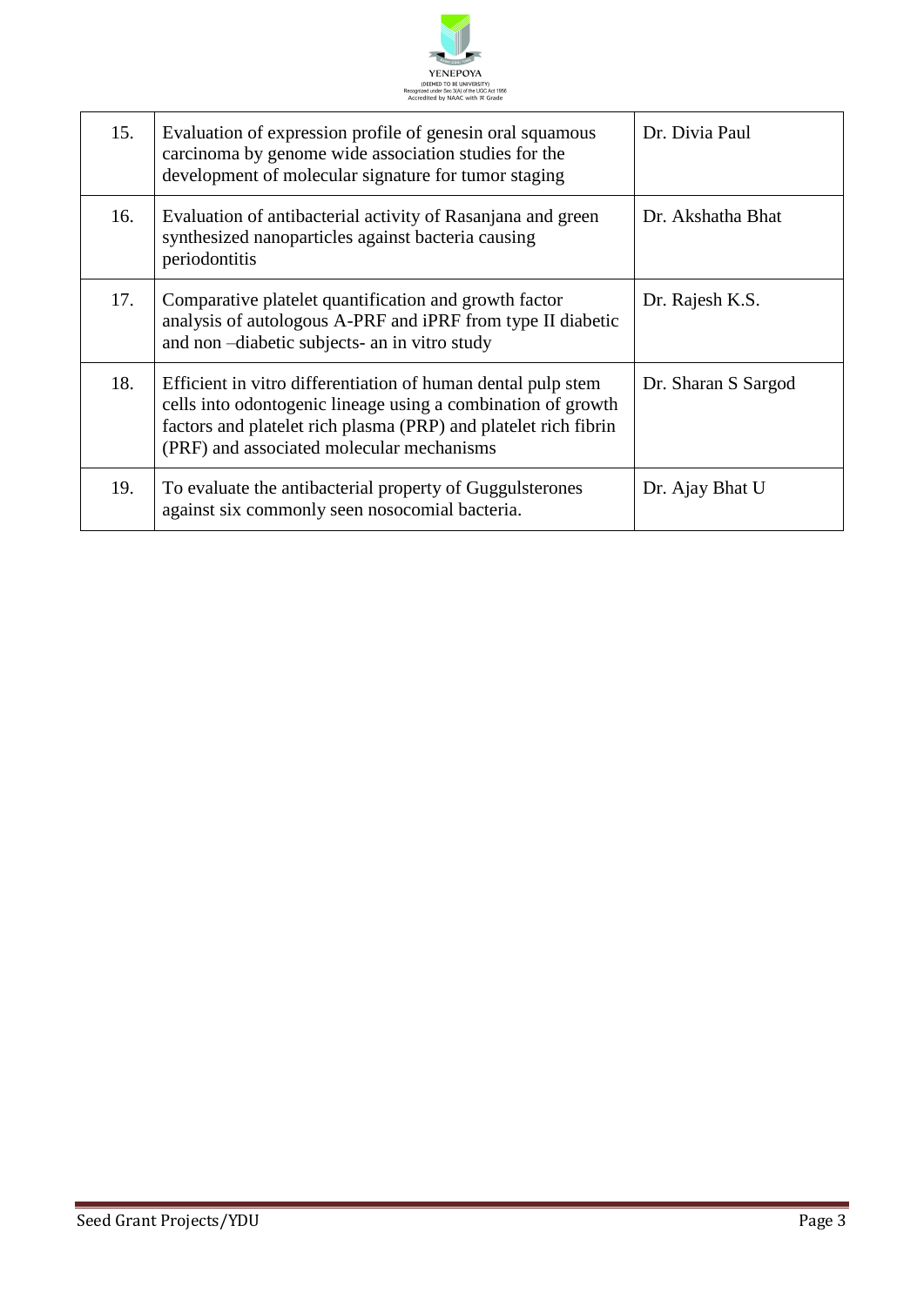| 15. | Evaluation of expression profile of genesin oral squamous carcinoma by genome wide association studies for the development of molecular signature for tumor staging | Dr. Divia Paul |
|---|---|---|
| 16. | Evaluation of antibacterial activity of Rasanjana and green synthesized nanoparticles against bacteria causing periodontitis | Dr. Akshatha Bhat |
| 17. | Comparative platelet quantification and growth factor analysis of autologous A-PRF and iPRF from type II diabetic and non –diabetic subjects- an in vitro study | Dr. Rajesh K.S. |
| 18. | Efficient in vitro differentiation of human dental pulp stem cells into odontogenic lineage using a combination of growth factors and platelet rich plasma (PRP) and platelet rich fibrin (PRF) and associated molecular mechanisms | Dr. Sharan S Sargod |
| 19. | To evaluate the antibacterial property of Guggulsterones against six commonly seen nosocomial bacteria. | Dr. Ajay Bhat U |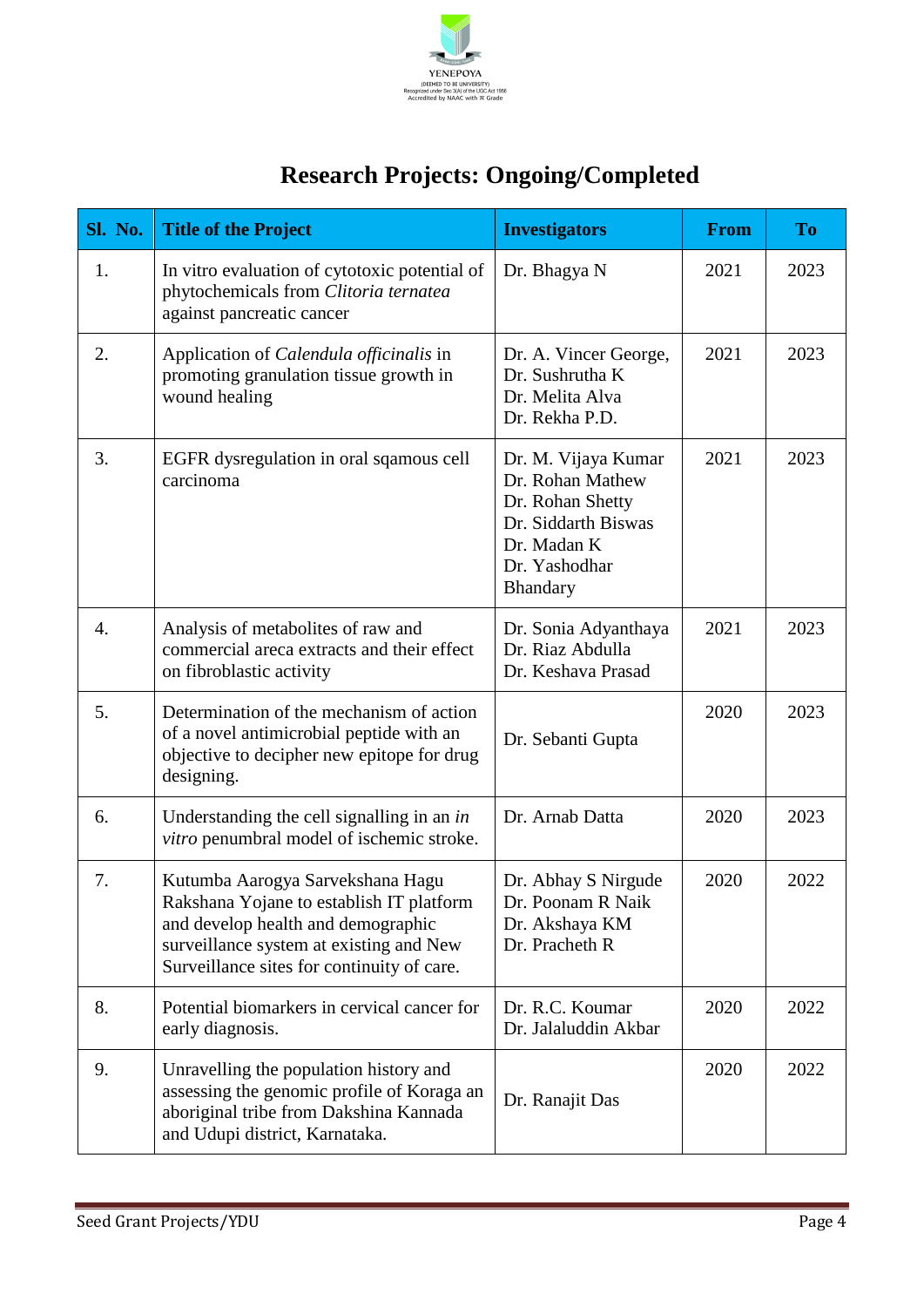# Research Projects: Ongoing/Completed

| Sl. No. | Title of the Project | Investigators | From | To |
|---|---|---|---|---|
| 1. | In vitro evaluation of cytotoxic potential of phytochemicals from *Clitoria ternatea* against pancreatic cancer | Dr. Bhagya N | 2021 | 2023 |
| 2. | Application of *Calendula officinalis* in promoting granulation tissue growth in wound healing | Dr. A. Vincer George, Dr. Sushrutha K Dr. Melita Alva Dr. Rekha P.D. | 2021 | 2023 |
| 3. | EGFR dysregulation in oral sqamous cell carcinoma | Dr. M. Vijaya Kumar Dr. Rohan Mathew Dr. Rohan Shetty Dr. Siddarth Biswas Dr. Madan K Dr. Yashodhar Bhandary | 2021 | 2023 |
| 4. | Analysis of metabolites of raw and commercial areca extracts and their effect on fibroblastic activity | Dr. Sonia Adyanthaya Dr. Riaz Abdulla Dr. Keshava Prasad | 2021 | 2023 |
| 5. | Determination of the mechanism of action of a novel antimicrobial peptide with an objective to decipher new epitope for drug designing. | Dr. Sebanti Gupta | 2020 | 2023 |
| 6. | Understanding the cell signalling in an *in vitro* penumbral model of ischemic stroke. | Dr. Arnab Datta | 2020 | 2023 |
| 7. | Kutumba Aarogya Sarvekshana Hagu Rakshana Yojane to establish IT platform and develop health and demographic surveillance system at existing and New Surveillance sites for continuity of care. | Dr. Abhay S Nirgude Dr. Poonam R Naik Dr. Akshaya KM Dr. Pracheth R | 2020 | 2022 |
| 8. | Potential biomarkers in cervical cancer for early diagnosis. | Dr. R.C. Koumar Dr. Jalaluddin Akbar | 2020 | 2022 |
| 9. | Unravelling the population history and assessing the genomic profile of Koraga an aboriginal tribe from Dakshina Kannada and Udupi district, Karnataka. | Dr. Ranajit Das | 2020 | 2022 |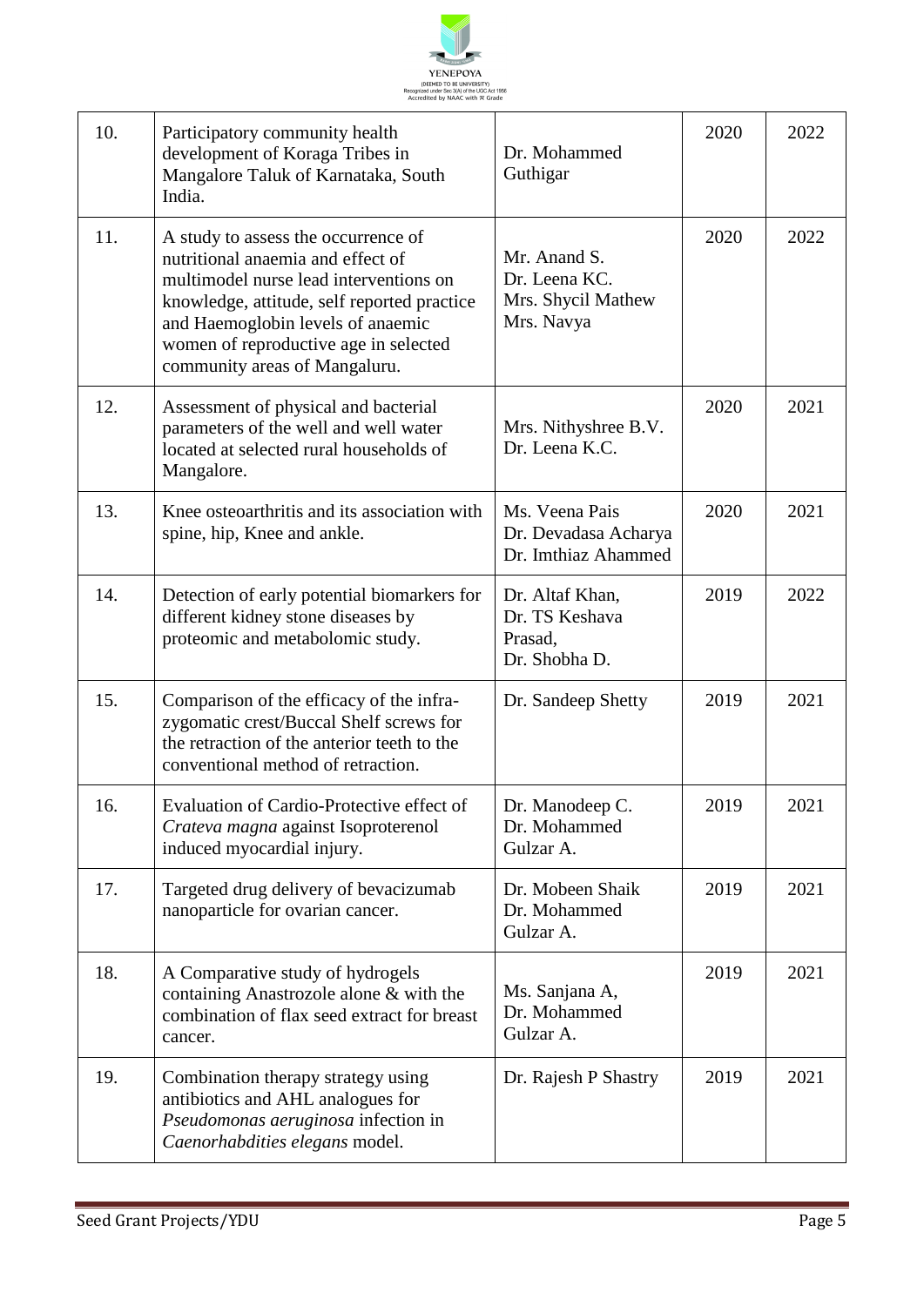| 10. | Participatory community health development of Koraga Tribes in Mangalore Taluk of Karnataka, South India. | Dr. Mohammed Guthigar | 2020 | 2022 |
|---|---|---|---|---|
| 11. | A study to assess the occurrence of nutritional anaemia and effect of multimodel nurse lead interventions on knowledge, attitude, self reported practice and Haemoglobin levels of anaemic women of reproductive age in selected community areas of Mangaluru. | Mr. Anand S.<br>Dr. Leena KC.<br>Mrs. Shycil Mathew<br>Mrs. Navya | 2020 | 2022 |
| 12. | Assessment of physical and bacterial parameters of the well and well water located at selected rural households of Mangalore. | Mrs. Nithyshree B.V.<br>Dr. Leena K.C. | 2020 | 2021 |
| 13. | Knee osteoarthritis and its association with spine, hip, Knee and ankle. | Ms. Veena Pais<br>Dr. Devadasa Acharya<br>Dr. Imthiaz Ahammed | 2020 | 2021 |
| 14. | Detection of early potential biomarkers for different kidney stone diseases by proteomic and metabolomic study. | Dr. Altaf Khan,<br>Dr. TS Keshava Prasad,<br>Dr. Shobha D. | 2019 | 2022 |
| 15. | Comparison of the efficacy of the infra-zygomatic crest/Buccal Shelf screws for the retraction of the anterior teeth to the conventional method of retraction. | Dr. Sandeep Shetty | 2019 | 2021 |
| 16. | Evaluation of Cardio-Protective effect of *Crateva magna* against Isoproterenol induced myocardial injury. | Dr. Manodeep C.<br>Dr. Mohammed Gulzar A. | 2019 | 2021 |
| 17. | Targeted drug delivery of bevacizumab nanoparticle for ovarian cancer. | Dr. Mobeen Shaik<br>Dr. Mohammed Gulzar A. | 2019 | 2021 |
| 18. | A Comparative study of hydrogels containing Anastrozole alone & with the combination of flax seed extract for breast cancer. | Ms. Sanjana A,<br>Dr. Mohammed Gulzar A. | 2019 | 2021 |
| 19. | Combination therapy strategy using antibiotics and AHL analogues for *Pseudomonas aeruginosa* infection in *Caenorhabdities elegans* model. | Dr. Rajesh P Shastry | 2019 | 2021 |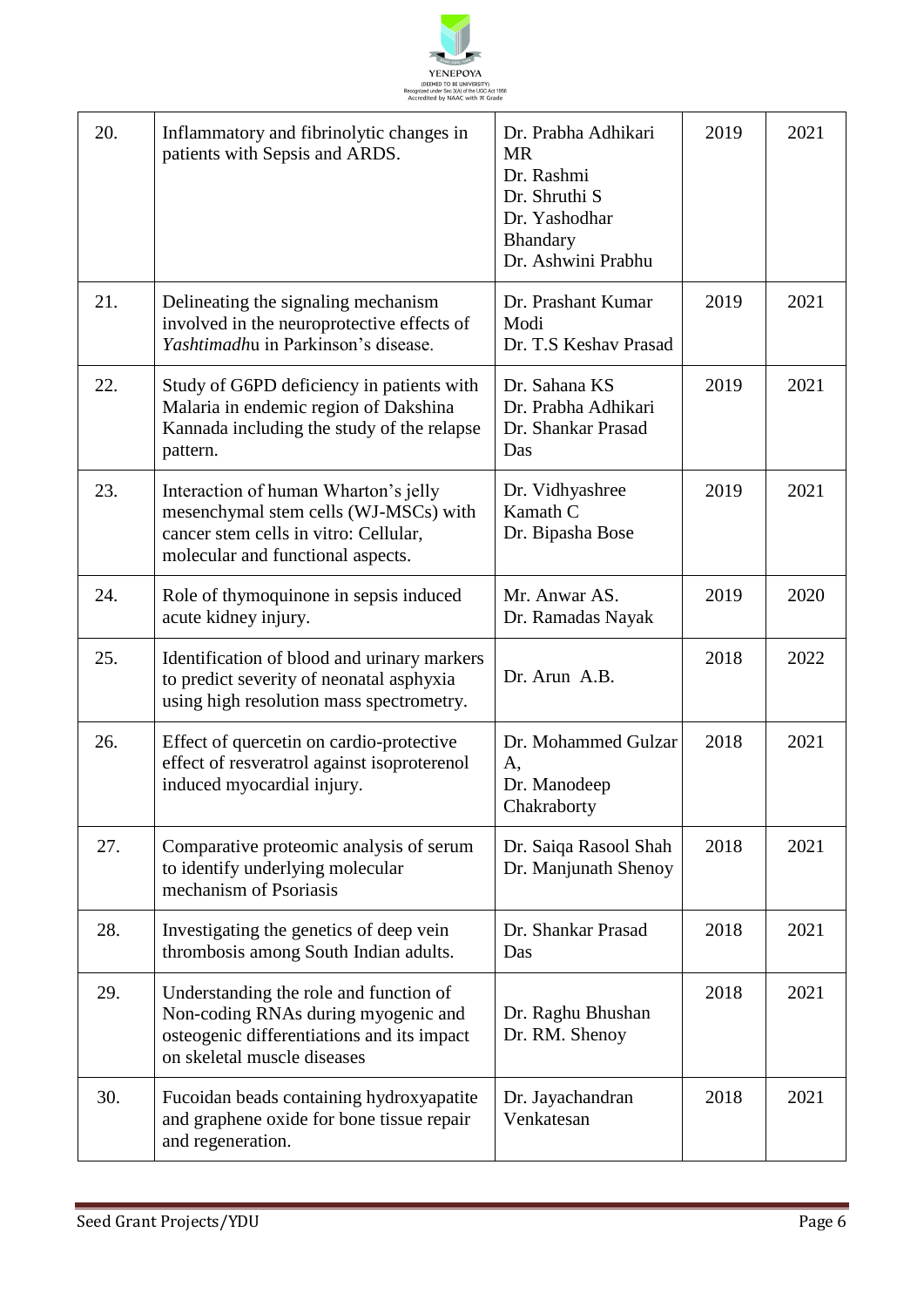| 20. | Inflammatory and fibrinolytic changes in patients with Sepsis and ARDS. | Dr. Prabha Adhikari MR<br>Dr. Rashmi<br>Dr. Shruthi S<br>Dr. Yashodhar Bhandary<br>Dr. Ashwini Prabhu | 2019 | 2021 |
|---|---|---|---|---|
| 21. | Delineating the signaling mechanism involved in the neuroprotective effects of *Yashtimadh*u in Parkinson's disease. | Dr. Prashant Kumar Modi<br>Dr. T.S Keshav Prasad | 2019 | 2021 |
| 22. | Study of G6PD deficiency in patients with Malaria in endemic region of Dakshina Kannada including the study of the relapse pattern. | Dr. Sahana KS<br>Dr. Prabha Adhikari<br>Dr. Shankar Prasad Das | 2019 | 2021 |
| 23. | Interaction of human Wharton's jelly mesenchymal stem cells (WJ-MSCs) with cancer stem cells in vitro: Cellular, molecular and functional aspects. | Dr. Vidhyashree Kamath C<br>Dr. Bipasha Bose | 2019 | 2021 |
| 24. | Role of thymoquinone in sepsis induced acute kidney injury. | Mr. Anwar AS.<br>Dr. Ramadas Nayak | 2019 | 2020 |
| 25. | Identification of blood and urinary markers to predict severity of neonatal asphyxia using high resolution mass spectrometry. | Dr. Arun A.B. | 2018 | 2022 |
| 26. | Effect of quercetin on cardio-protective effect of resveratrol against isoproterenol induced myocardial injury. | Dr. Mohammed Gulzar A,<br>Dr. Manodeep Chakraborty | 2018 | 2021 |
| 27. | Comparative proteomic analysis of serum to identify underlying molecular mechanism of Psoriasis | Dr. Saiqa Rasool Shah<br>Dr. Manjunath Shenoy | 2018 | 2021 |
| 28. | Investigating the genetics of deep vein thrombosis among South Indian adults. | Dr. Shankar Prasad Das | 2018 | 2021 |
| 29. | Understanding the role and function of Non-coding RNAs during myogenic and osteogenic differentiations and its impact on skeletal muscle diseases | Dr. Raghu Bhushan<br>Dr. RM. Shenoy | 2018 | 2021 |
| 30. | Fucoidan beads containing hydroxyapatite and graphene oxide for bone tissue repair and regeneration. | Dr. Jayachandran Venkatesan | 2018 | 2021 |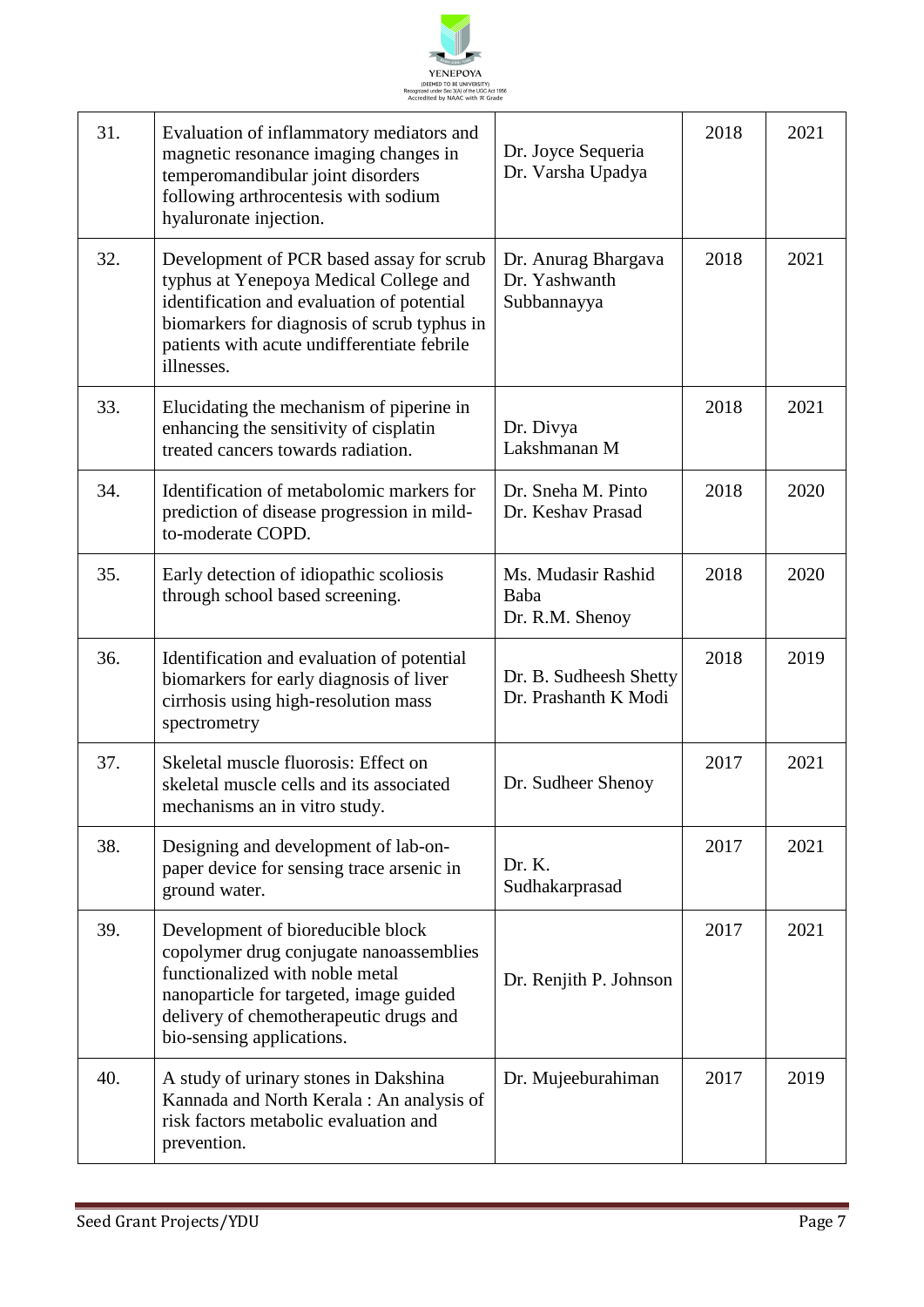| 31. | Evaluation of inflammatory mediators and magnetic resonance imaging changes in temperomandibular joint disorders following arthrocentesis with sodium hyaluronate injection. | Dr. Joyce Sequeria<br>Dr. Varsha Upadya | 2018 | 2021 |
|---|---|---|---|---|
| 32. | Development of PCR based assay for scrub typhus at Yenepoya Medical College and identification and evaluation of potential biomarkers for diagnosis of scrub typhus in patients with acute undifferentiate febrile illnesses. | Dr. Anurag Bhargava<br>Dr. Yashwanth Subbannayya | 2018 | 2021 |
| 33. | Elucidating the mechanism of piperine in enhancing the sensitivity of cisplatin treated cancers towards radiation. | Dr. Divya Lakshmanan M | 2018 | 2021 |
| 34. | Identification of metabolomic markers for prediction of disease progression in mild-to-moderate COPD. | Dr. Sneha M. Pinto<br>Dr. Keshav Prasad | 2018 | 2020 |
| 35. | Early detection of idiopathic scoliosis through school based screening. | Ms. Mudasir Rashid Baba<br>Dr. R.M. Shenoy | 2018 | 2020 |
| 36. | Identification and evaluation of potential biomarkers for early diagnosis of liver cirrhosis using high-resolution mass spectrometry | Dr. B. Sudheesh Shetty<br>Dr. Prashanth K Modi | 2018 | 2019 |
| 37. | Skeletal muscle fluorosis: Effect on skeletal muscle cells and its associated mechanisms an in vitro study. | Dr. Sudheer Shenoy | 2017 | 2021 |
| 38. | Designing and development of lab-on-paper device for sensing trace arsenic in ground water. | Dr. K. Sudhakarprasad | 2017 | 2021 |
| 39. | Development of bioreducible block copolymer drug conjugate nanoassemblies functionalized with noble metal nanoparticle for targeted, image guided delivery of chemotherapeutic drugs and bio-sensing applications. | Dr. Renjith P. Johnson | 2017 | 2021 |
| 40. | A study of urinary stones in Dakshina Kannada and North Kerala : An analysis of risk factors metabolic evaluation and prevention. | Dr. Mujeeburahiman | 2017 | 2019 |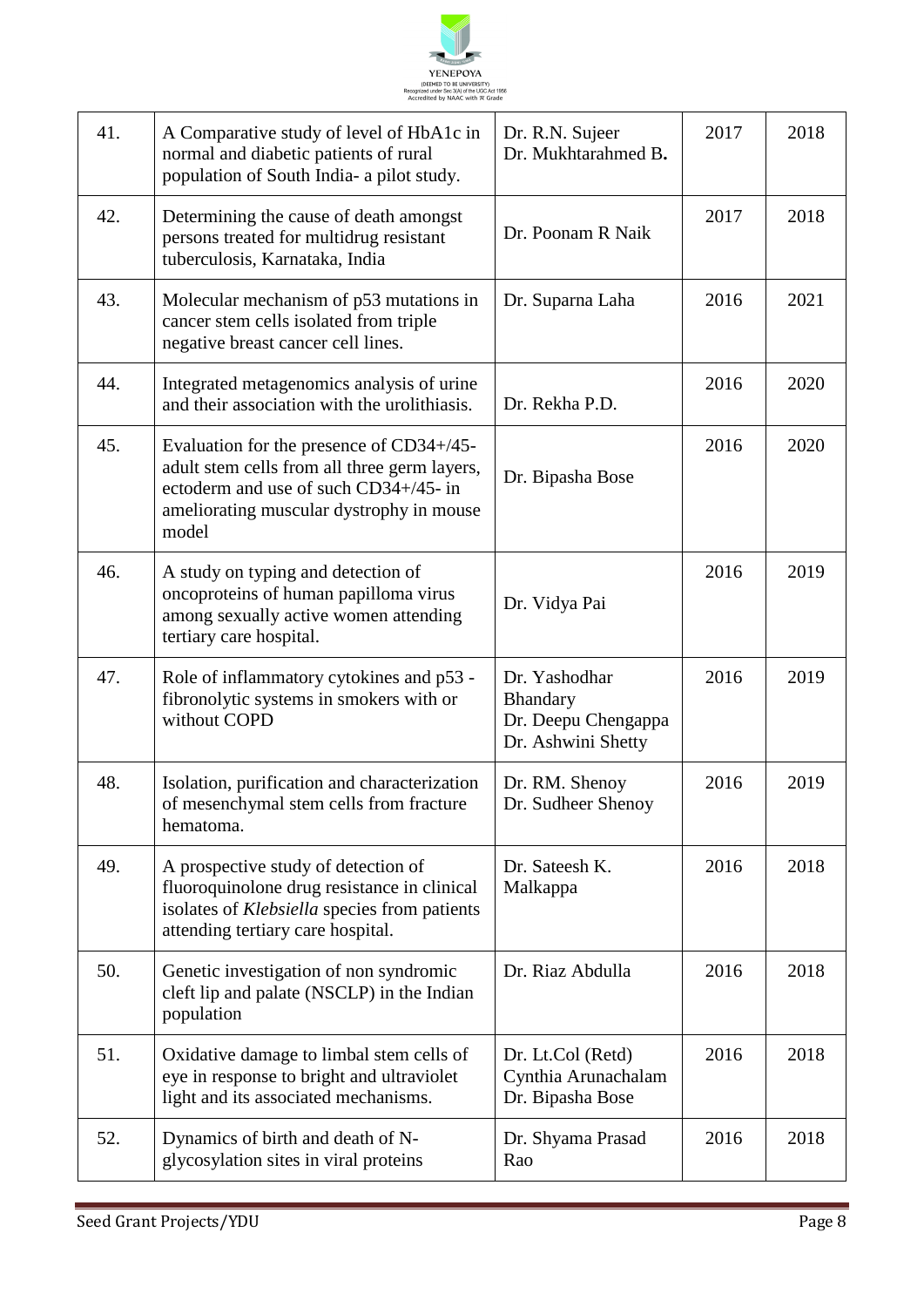| 41. | A Comparative study of level of HbA1c in normal and diabetic patients of rural population of South India- a pilot study. | Dr. R.N. Sujeer<br>Dr. Mukhtarahmed B**.** | 2017 | 2018 |
|---|---|---|---|---|
| 42. | Determining the cause of death amongst persons treated for multidrug resistant tuberculosis, Karnataka, India | Dr. Poonam R Naik | 2017 | 2018 |
| 43. | Molecular mechanism of p53 mutations in cancer stem cells isolated from triple negative breast cancer cell lines. | Dr. Suparna Laha | 2016 | 2021 |
| 44. | Integrated metagenomics analysis of urine and their association with the urolithiasis. | Dr. Rekha P.D. | 2016 | 2020 |
| 45. | Evaluation for the presence of CD34+/45- adult stem cells from all three germ layers, ectoderm and use of such CD34+/45- in ameliorating muscular dystrophy in mouse model | Dr. Bipasha Bose | 2016 | 2020 |
| 46. | A study on typing and detection of oncoproteins of human papilloma virus among sexually active women attending tertiary care hospital. | Dr. Vidya Pai | 2016 | 2019 |
| 47. | Role of inflammatory cytokines and p53 - fibronolytic systems in smokers with or without COPD | Dr. Yashodhar Bhandary<br>Dr. Deepu Chengappa<br>Dr. Ashwini Shetty | 2016 | 2019 |
| 48. | Isolation, purification and characterization of mesenchymal stem cells from fracture hematoma. | Dr. RM. Shenoy<br>Dr. Sudheer Shenoy | 2016 | 2019 |
| 49. | A prospective study of detection of fluoroquinolone drug resistance in clinical isolates of *Klebsiella* species from patients attending tertiary care hospital. | Dr. Sateesh K. Malkappa | 2016 | 2018 |
| 50. | Genetic investigation of non syndromic cleft lip and palate (NSCLP) in the Indian population | Dr. Riaz Abdulla | 2016 | 2018 |
| 51. | Oxidative damage to limbal stem cells of eye in response to bright and ultraviolet light and its associated mechanisms. | Dr. Lt.Col (Retd) Cynthia Arunachalam<br>Dr. Bipasha Bose | 2016 | 2018 |
| 52. | Dynamics of birth and death of N-glycosylation sites in viral proteins | Dr. Shyama Prasad Rao | 2016 | 2018 |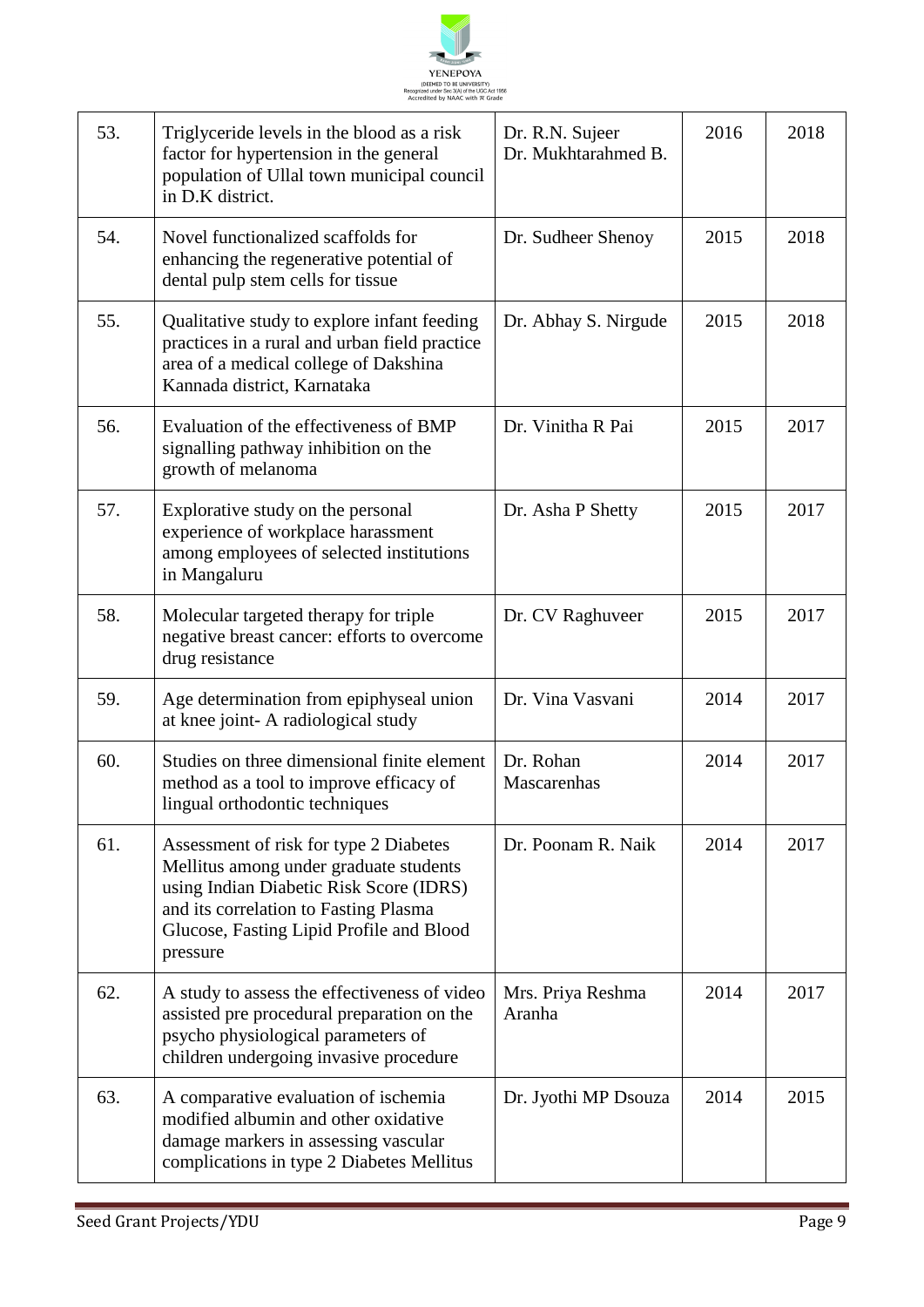| 53. | Triglyceride levels in the blood as a risk factor for hypertension in the general population of Ullal town municipal council in D.K district. | Dr. R.N. Sujeer<br>Dr. Mukhtarahmed B. | 2016 | 2018 |
|---|---|---|---|---|
| 54. | Novel functionalized scaffolds for enhancing the regenerative potential of dental pulp stem cells for tissue | Dr. Sudheer Shenoy | 2015 | 2018 |
| 55. | Qualitative study to explore infant feeding practices in a rural and urban field practice area of a medical college of Dakshina Kannada district, Karnataka | Dr. Abhay S. Nirgude | 2015 | 2018 |
| 56. | Evaluation of the effectiveness of BMP signalling pathway inhibition on the growth of melanoma | Dr. Vinitha R Pai | 2015 | 2017 |
| 57. | Explorative study on the personal experience of workplace harassment among employees of selected institutions in Mangaluru | Dr. Asha P Shetty | 2015 | 2017 |
| 58. | Molecular targeted therapy for triple negative breast cancer: efforts to overcome drug resistance | Dr. CV Raghuveer | 2015 | 2017 |
| 59. | Age determination from epiphyseal union at knee joint- A radiological study | Dr. Vina Vasvani | 2014 | 2017 |
| 60. | Studies on three dimensional finite element method as a tool to improve efficacy of lingual orthodontic techniques | Dr. Rohan Mascarenhas | 2014 | 2017 |
| 61. | Assessment of risk for type 2 Diabetes Mellitus among under graduate students using Indian Diabetic Risk Score (IDRS) and its correlation to Fasting Plasma Glucose, Fasting Lipid Profile and Blood pressure | Dr. Poonam R. Naik | 2014 | 2017 |
| 62. | A study to assess the effectiveness of video assisted pre procedural preparation on the psycho physiological parameters of children undergoing invasive procedure | Mrs. Priya Reshma Aranha | 2014 | 2017 |
| 63. | A comparative evaluation of ischemia modified albumin and other oxidative damage markers in assessing vascular complications in type 2 Diabetes Mellitus | Dr. Jyothi MP Dsouza | 2014 | 2015 |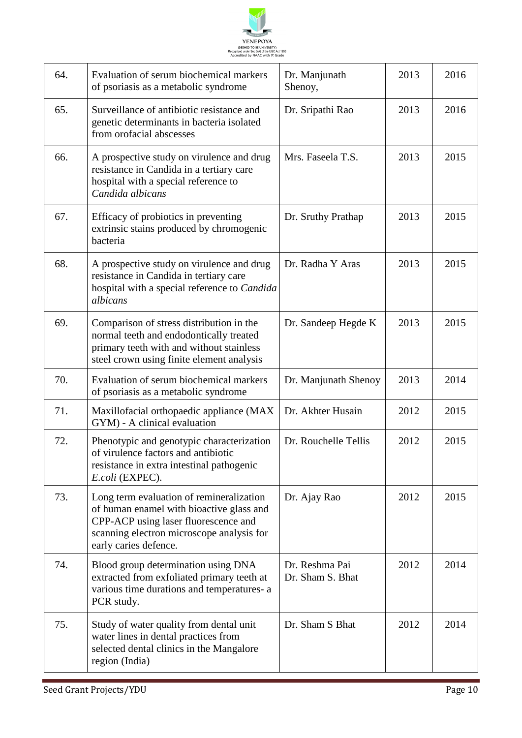| 64. | Evaluation of serum biochemical markers of psoriasis as a metabolic syndrome | Dr. Manjunath Shenoy, | 2013 | 2016 |
|---|---|---|---|---|
| 65. | Surveillance of antibiotic resistance and genetic determinants in bacteria isolated from orofacial abscesses | Dr. Sripathi Rao | 2013 | 2016 |
| 66. | A prospective study on virulence and drug resistance in Candida in a tertiary care hospital with a special reference to *Candida albicans* | Mrs. Faseela T.S. | 2013 | 2015 |
| 67. | Efficacy of probiotics in preventing extrinsic stains produced by chromogenic bacteria | Dr. Sruthy Prathap | 2013 | 2015 |
| 68. | A prospective study on virulence and drug resistance in Candida in tertiary care hospital with a special reference to *Candida albicans* | Dr. Radha Y Aras | 2013 | 2015 |
| 69. | Comparison of stress distribution in the normal teeth and endodontically treated primary teeth with and without stainless steel crown using finite element analysis | Dr. Sandeep Hegde K | 2013 | 2015 |
| 70. | Evaluation of serum biochemical markers of psoriasis as a metabolic syndrome | Dr. Manjunath Shenoy | 2013 | 2014 |
| 71. | Maxillofacial orthopaedic appliance (MAX GYM) - A clinical evaluation | Dr. Akhter Husain | 2012 | 2015 |
| 72. | Phenotypic and genotypic characterization of virulence factors and antibiotic resistance in extra intestinal pathogenic *E.coli* (EXPEC). | Dr. Rouchelle Tellis | 2012 | 2015 |
| 73. | Long term evaluation of remineralization of human enamel with bioactive glass and CPP-ACP using laser fluorescence and scanning electron microscope analysis for early caries defence. | Dr. Ajay Rao | 2012 | 2015 |
| 74. | Blood group determination using DNA extracted from exfoliated primary teeth at various time durations and temperatures- a PCR study. | Dr. Reshma Pai<br>Dr. Sham S. Bhat | 2012 | 2014 |
| 75. | Study of water quality from dental unit water lines in dental practices from selected dental clinics in the Mangalore region (India) | Dr. Sham S Bhat | 2012 | 2014 |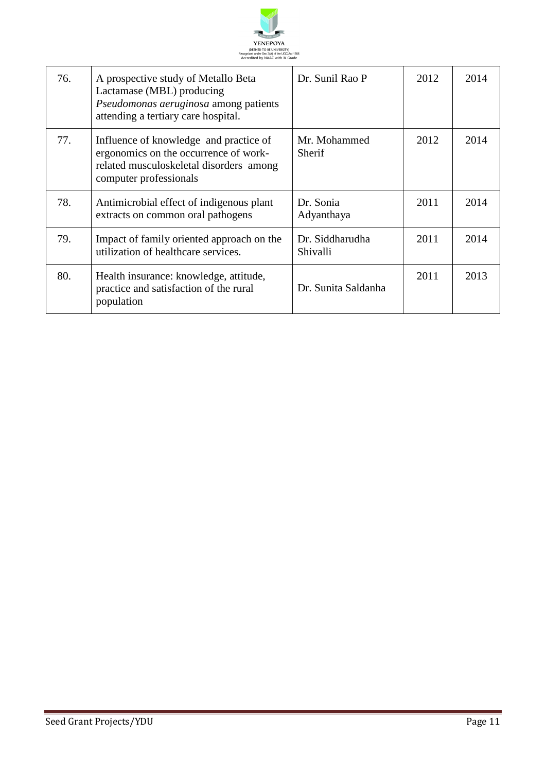| | | | | |
|---|---|---|---|---|
| 76. | A prospective study of Metallo Beta Lactamase (MBL) producing *Pseudomonas aeruginosa* among patients attending a tertiary care hospital. | Dr. Sunil Rao P | 2012 | 2014 |
| 77. | Influence of knowledge and practice of ergonomics on the occurrence of work-related musculoskeletal disorders among computer professionals | Mr. Mohammed Sherif | 2012 | 2014 |
| 78. | Antimicrobial effect of indigenous plant extracts on common oral pathogens | Dr. Sonia Adyanthaya | 2011 | 2014 |
| 79. | Impact of family oriented approach on the utilization of healthcare services. | Dr. Siddharudha Shivalli | 2011 | 2014 |
| 80. | Health insurance: knowledge, attitude, practice and satisfaction of the rural population | Dr. Sunita Saldanha | 2011 | 2013 |